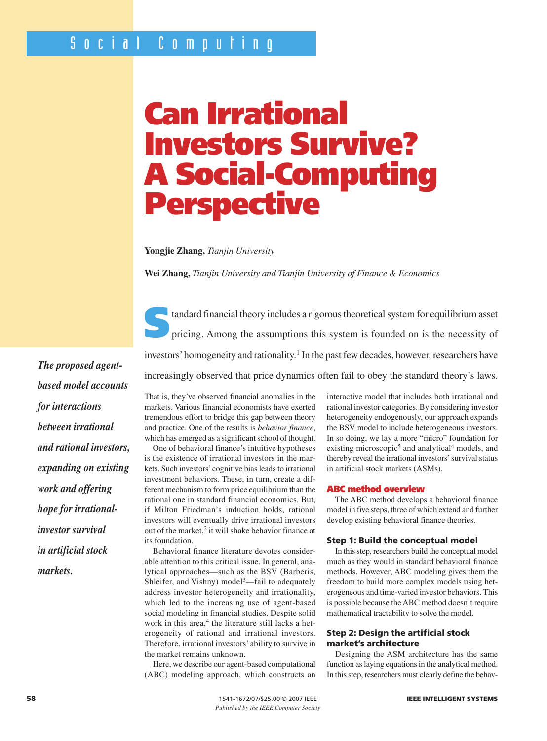# Can Irrational Investors Survive? A Social-Computing Perspective

**Yongjie Zhang,** *Tianjin University*

**Wei Zhang,** *Tianjin University and Tianjin University of Finance & Economics*

*The proposed agent-based model accounts for interactions between irrational and rational investors, expanding on existing work and offering hope for irrational-investor survival in artificial stock markets.*

Standard financial theory includes a rigorous theoretical system for equilibrium asset pricing. Among the assumptions this system is founded on is the necessity of investors' homogeneity and rationality.[1] In the past few decades, however, researchers have increasingly observed that price dynamics often fail to obey the standard theory's laws. That is, they've observed financial anomalies in the markets. Various financial economists have exerted tremendous effort to bridge this gap between theory and practice. One of the results is *behavior finance*, which has emerged as a significant school of thought.

One of behavioral finance's intuitive hypotheses is the existence of irrational investors in the markets. Such investors' cognitive bias leads to irrational investment behaviors. These, in turn, create a different mechanism to form price equilibrium than the rational one in standard financial economics. But, if Milton Friedman's induction holds, rational investors will eventually drive irrational investors out of the market,[2] it will shake behavior finance at its foundation.

Behavioral finance literature devotes considerable attention to this critical issue. In general, analytical approaches—such as the BSV (Barberis, Shleifer, and Vishny) model[3]—fail to adequately address investor heterogeneity and irrationality, which led to the increasing use of agent-based social modeling in financial studies. Despite solid work in this area,[4] the literature still lacks a heterogeneity of rational and irrational investors. Therefore, irrational investors' ability to survive in the market remains unknown.

Here, we describe our agent-based computational (ABC) modeling approach, which constructs an interactive model that includes both irrational and rational investor categories. By considering investor heterogeneity endogenously, our approach expands the BSV model to include heterogeneous investors. In so doing, we lay a more "micro" foundation for existing microscopic[5] and analytical[4] models, and thereby reveal the irrational investors' survival status in artificial stock markets (ASMs).

## ABC method overview

The ABC method develops a behavioral finance model in five steps, three of which extend and further develop existing behavioral finance theories.

### Step 1: Build the conceptual model

In this step, researchers build the conceptual model much as they would in standard behavioral finance methods. However, ABC modeling gives them the freedom to build more complex models using heterogeneous and time-varied investor behaviors. This is possible because the ABC method doesn't require mathematical tractability to solve the model.

### Step 2: Design the artificial stock market's architecture

Designing the ASM architecture has the same function as laying equations in the analytical method. In this step, researchers must clearly define the behav-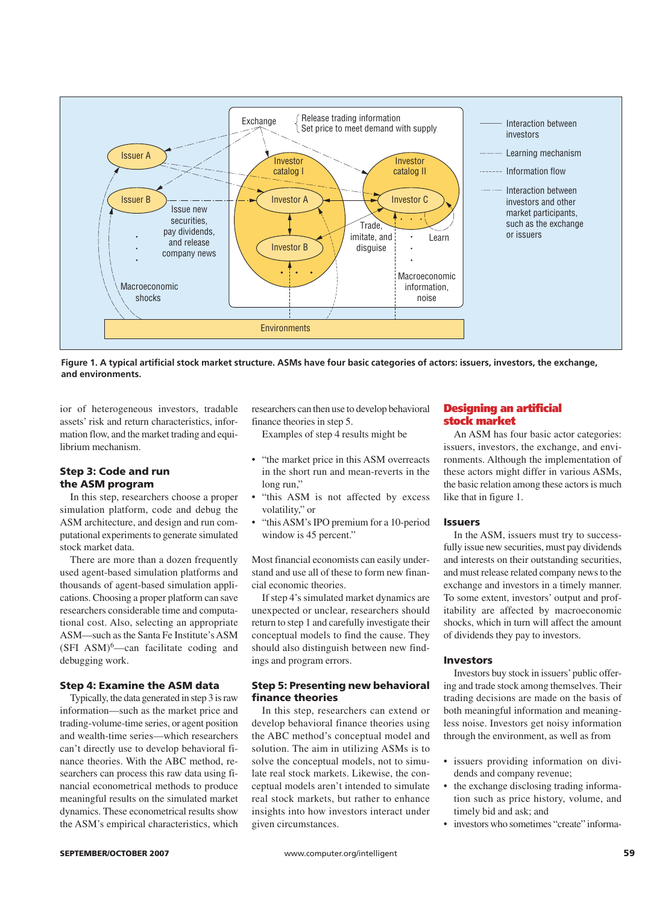Figure 1. A typical artificial stock market structure. ASMs have four basic categories of actors: issuers, investors, the exchange, and environments.

ior of heterogeneous investors, tradable assets' risk and return characteristics, information flow, and the market trading and equilibrium mechanism.

### Step 3: Code and run the ASM program

In this step, researchers choose a proper simulation platform, code and debug the ASM architecture, and design and run computational experiments to generate simulated stock market data.

There are more than a dozen frequently used agent-based simulation platforms and thousands of agent-based simulation applications. Choosing a proper platform can save researchers considerable time and computational cost. Also, selecting an appropriate ASM—such as the Santa Fe Institute's ASM (SFI ASM)[6]—can facilitate coding and debugging work.

### Step 4: Examine the ASM data

Typically, the data generated in step 3 is raw information—such as the market price and trading-volume-time series, or agent position and wealth-time series—which researchers can't directly use to develop behavioral finance theories. With the ABC method, researchers can process this raw data using financial econometrical methods to produce meaningful results on the simulated market dynamics. These econometrical results show the ASM's empirical characteristics, which researchers can then use to develop behavioral finance theories in step 5.

Examples of step 4 results might be

- "the market price in this ASM overreacts in the short run and mean-reverts in the long run,"
- "this ASM is not affected by excess volatility," or
- "this ASM's IPO premium for a 10-period window is 45 percent."

Most financial economists can easily understand and use all of these to form new financial economic theories.

If step 4's simulated market dynamics are unexpected or unclear, researchers should return to step 1 and carefully investigate their conceptual models to find the cause. They should also distinguish between new findings and program errors.

### Step 5: Presenting new behavioral finance theories

In this step, researchers can extend or develop behavioral finance theories using the ABC method's conceptual model and solution. The aim in utilizing ASMs is to solve the conceptual models, not to simulate real stock markets. Likewise, the conceptual models aren't intended to simulate real stock markets, but rather to enhance insights into how investors interact under given circumstances.

## Designing an artificial stock market

An ASM has four basic actor categories: issuers, investors, the exchange, and environments. Although the implementation of these actors might differ in various ASMs, the basic relation among these actors is much like that in figure 1.

### Issuers

In the ASM, issuers must try to successfully issue new securities, must pay dividends and interests on their outstanding securities, and must release related company news to the exchange and investors in a timely manner. To some extent, investors' output and profitability are affected by macroeconomic shocks, which in turn will affect the amount of dividends they pay to investors.

### Investors

Investors buy stock in issuers' public offering and trade stock among themselves. Their trading decisions are made on the basis of both meaningful information and meaningless noise. Investors get noisy information through the environment, as well as from

- issuers providing information on dividends and company revenue;
- the exchange disclosing trading information such as price history, volume, and timely bid and ask; and
- investors who sometimes "create" informa-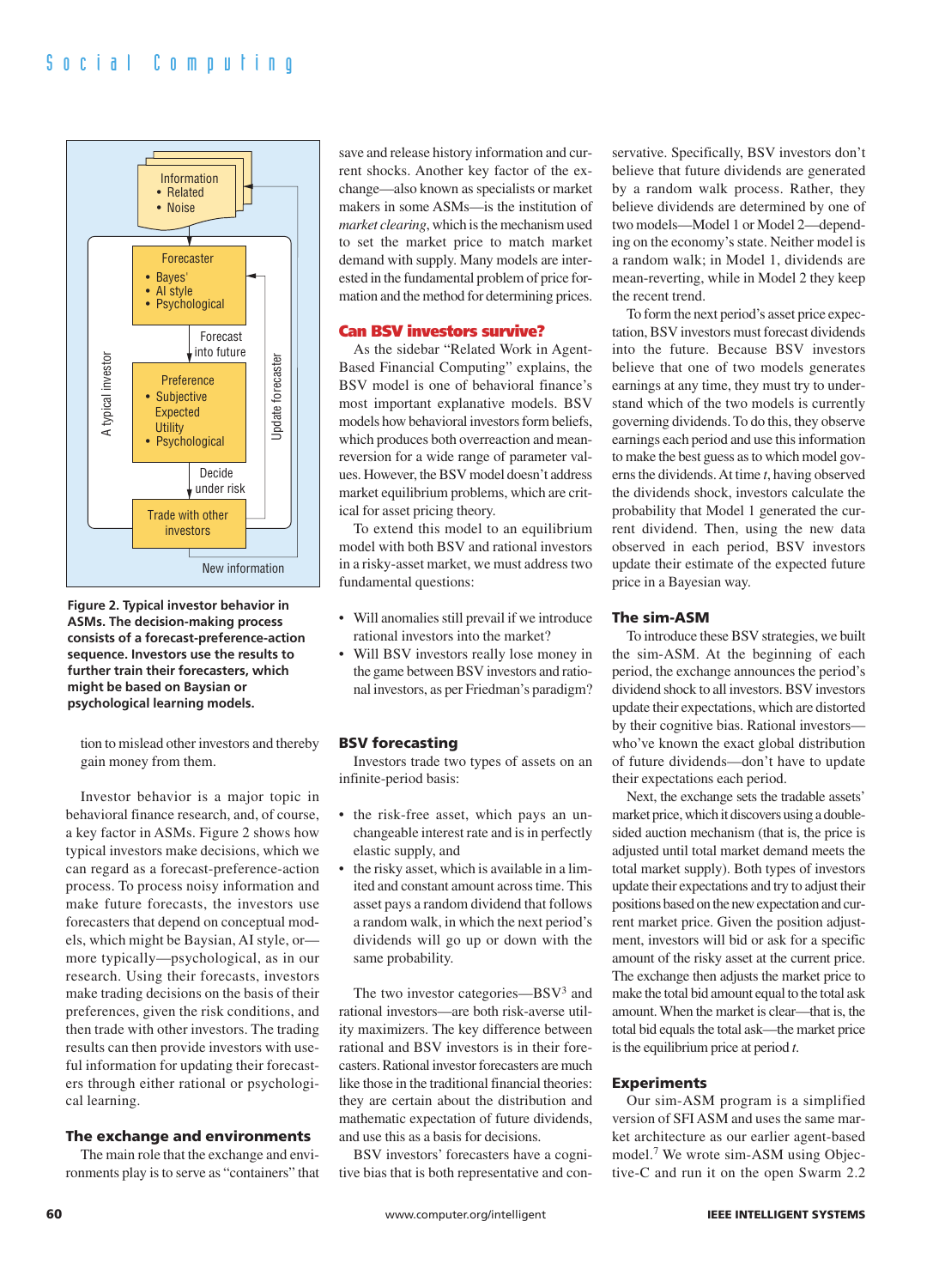Figure 2. Typical investor behavior in ASMs. The decision-making process consists of a forecast-preference-action sequence. Investors use the results to further train their forecasters, which might be based on Baysian or psychological learning models.

tion to mislead other investors and thereby gain money from them.

Investor behavior is a major topic in behavioral finance research, and, of course, a key factor in ASMs. Figure 2 shows how typical investors make decisions, which we can regard as a forecast-preference-action process. To process noisy information and make future forecasts, the investors use forecasters that depend on conceptual models, which might be Baysian, AI style, or—more typically—psychological, as in our research. Using their forecasts, investors make trading decisions on the basis of their preferences, given the risk conditions, and then trade with other investors. The trading results can then provide investors with useful information for updating their forecasters through either rational or psychological learning.

### The exchange and environments

The main role that the exchange and environments play is to serve as "containers" that save and release history information and current shocks. Another key factor of the exchange—also known as specialists or market makers in some ASMs—is the institution of *market clearing*, which is the mechanism used to set the market price to match market demand with supply. Many models are interested in the fundamental problem of price formation and the method for determining prices.

## Can BSV investors survive?

As the sidebar "Related Work in Agent-Based Financial Computing" explains, the BSV model is one of behavioral finance's most important explanative models. BSV models how behavioral investors form beliefs, which produces both overreaction and mean-reversion for a wide range of parameter values. However, the BSV model doesn't address market equilibrium problems, which are critical for asset pricing theory.

To extend this model to an equilibrium model with both BSV and rational investors in a risky-asset market, we must address two fundamental questions:

- Will anomalies still prevail if we introduce rational investors into the market?
- Will BSV investors really lose money in the game between BSV investors and rational investors, as per Friedman's paradigm?

### BSV forecasting

Investors trade two types of assets on an infinite-period basis:

- the risk-free asset, which pays an unchangeable interest rate and is in perfectly elastic supply, and
- the risky asset, which is available in a limited and constant amount across time. This asset pays a random dividend that follows a random walk, in which the next period's dividends will go up or down with the same probability.

The two investor categories—BSV[3] and rational investors—are both risk-averse utility maximizers. The key difference between rational and BSV investors is in their forecasters. Rational investor forecasters are much like those in the traditional financial theories: they are certain about the distribution and mathematic expectation of future dividends, and use this as a basis for decisions.

BSV investors' forecasters have a cognitive bias that is both representative and conservative. Specifically, BSV investors don't believe that future dividends are generated by a random walk process. Rather, they believe dividends are determined by one of two models—Model 1 or Model 2—depending on the economy's state. Neither model is a random walk; in Model 1, dividends are mean-reverting, while in Model 2 they keep the recent trend.

To form the next period's asset price expectation, BSV investors must forecast dividends into the future. Because BSV investors believe that one of two models generates earnings at any time, they must try to understand which of the two models is currently governing dividends. To do this, they observe earnings each period and use this information to make the best guess as to which model governs the dividends. At time $t$, having observed the dividends shock, investors calculate the probability that Model 1 generated the current dividend. Then, using the new data observed in each period, BSV investors update their estimate of the expected future price in a Bayesian way.

### The sim-ASM

To introduce these BSV strategies, we built the sim-ASM. At the beginning of each period, the exchange announces the period's dividend shock to all investors. BSV investors update their expectations, which are distorted by their cognitive bias. Rational investors—who've known the exact global distribution of future dividends—don't have to update their expectations each period.

Next, the exchange sets the tradable assets' market price, which it discovers using a double-sided auction mechanism (that is, the price is adjusted until total market demand meets the total market supply). Both types of investors update their expectations and try to adjust their positions based on the new expectation and current market price. Given the position adjustment, investors will bid or ask for a specific amount of the risky asset at the current price. The exchange then adjusts the market price to make the total bid amount equal to the total ask amount. When the market is clear—that is, the total bid equals the total ask—the market price is the equilibrium price at period $t$.

### Experiments

Our sim-ASM program is a simplified version of SFI ASM and uses the same market architecture as our earlier agent-based model.[7] We wrote sim-ASM using Objective-C and run it on the open Swarm 2.2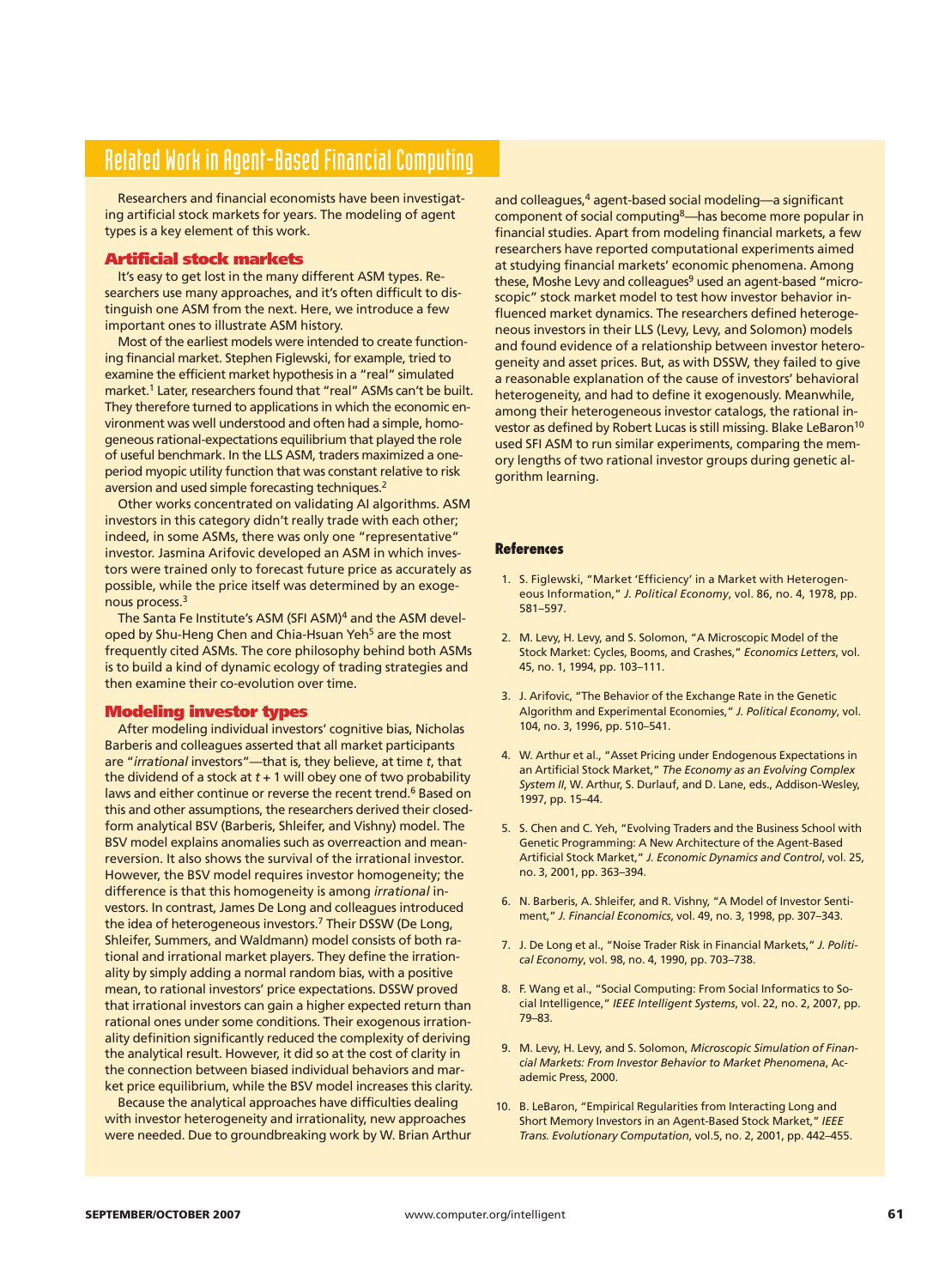# Related Work in Agent-Based Financial Computing

Researchers and financial economists have been investigating artificial stock markets for years. The modeling of agent types is a key element of this work.

## Artificial stock markets

It's easy to get lost in the many different ASM types. Researchers use many approaches, and it's often difficult to distinguish one ASM from the next. Here, we introduce a few important ones to illustrate ASM history.

Most of the earliest models were intended to create functioning financial market. Stephen Figlewski, for example, tried to examine the efficient market hypothesis in a "real" simulated market.[1] Later, researchers found that "real" ASMs can't be built. They therefore turned to applications in which the economic environment was well understood and often had a simple, homogeneous rational-expectations equilibrium that played the role of useful benchmark. In the LLS ASM, traders maximized a one-period myopic utility function that was constant relative to risk aversion and used simple forecasting techniques.[2]

Other works concentrated on validating AI algorithms. ASM investors in this category didn't really trade with each other; indeed, in some ASMs, there was only one "representative" investor. Jasmina Arifovic developed an ASM in which investors were trained only to forecast future price as accurately as possible, while the price itself was determined by an exogenous process.[3]

The Santa Fe Institute's ASM (SFI ASM)[4] and the ASM developed by Shu-Heng Chen and Chia-Hsuan Yeh[5] are the most frequently cited ASMs. The core philosophy behind both ASMs is to build a kind of dynamic ecology of trading strategies and then examine their co-evolution over time.

## Modeling investor types

After modeling individual investors' cognitive bias, Nicholas Barberis and colleagues asserted that all market participants are "*irrational* investors"—that is, they believe, at time $t$, that the dividend of a stock at $t + 1$ will obey one of two probability laws and either continue or reverse the recent trend.[6] Based on this and other assumptions, the researchers derived their closed-form analytical BSV (Barberis, Shleifer, and Vishny) model. The BSV model explains anomalies such as overreaction and mean-reversion. It also shows the survival of the irrational investor. However, the BSV model requires investor homogeneity; the difference is that this homogeneity is among *irrational* investors. In contrast, James De Long and colleagues introduced the idea of heterogeneous investors.[7] Their DSSW (De Long, Shleifer, Summers, and Waldmann) model consists of both rational and irrational market players. They define the irrationality by simply adding a normal random bias, with a positive mean, to rational investors' price expectations. DSSW proved that irrational investors can gain a higher expected return than rational ones under some conditions. Their exogenous irrationality definition significantly reduced the complexity of deriving the analytical result. However, it did so at the cost of clarity in the connection between biased individual behaviors and market price equilibrium, while the BSV model increases this clarity.

Because the analytical approaches have difficulties dealing with investor heterogeneity and irrationality, new approaches were needed. Due to groundbreaking work by W. Brian Arthur and colleagues,[4] agent-based social modeling—a significant component of social computing[8]—has become more popular in financial studies. Apart from modeling financial markets, a few researchers have reported computational experiments aimed at studying financial markets' economic phenomena. Among these, Moshe Levy and colleagues[9] used an agent-based "microscopic" stock market model to test how investor behavior influenced market dynamics. The researchers defined heterogeneous investors in their LLS (Levy, Levy, and Solomon) models and found evidence of a relationship between investor heterogeneity and asset prices. But, as with DSSW, they failed to give a reasonable explanation of the cause of investors' behavioral heterogeneity, and had to define it exogenously. Meanwhile, among their heterogeneous investor catalogs, the rational investor as defined by Robert Lucas is still missing. Blake LeBaron[10] used SFI ASM to run similar experiments, comparing the memory lengths of two rational investor groups during genetic algorithm learning.

### References

1. S. Figlewski, "Market 'Efficiency' in a Market with Heterogeneous Information," *J. Political Economy*, vol. 86, no. 4, 1978, pp. 581–597.
2. M. Levy, H. Levy, and S. Solomon, "A Microscopic Model of the Stock Market: Cycles, Booms, and Crashes," *Economics Letters*, vol. 45, no. 1, 1994, pp. 103–111.
3. J. Arifovic, "The Behavior of the Exchange Rate in the Genetic Algorithm and Experimental Economies," *J. Political Economy*, vol. 104, no. 3, 1996, pp. 510–541.
4. W. Arthur et al., "Asset Pricing under Endogenous Expectations in an Artificial Stock Market," *The Economy as an Evolving Complex System II*, W. Arthur, S. Durlauf, and D. Lane, eds., Addison-Wesley, 1997, pp. 15–44.
5. S. Chen and C. Yeh, "Evolving Traders and the Business School with Genetic Programming: A New Architecture of the Agent-Based Artificial Stock Market," *J. Economic Dynamics and Control*, vol. 25, no. 3, 2001, pp. 363–394.
6. N. Barberis, A. Shleifer, and R. Vishny, "A Model of Investor Sentiment," *J. Financial Economics*, vol. 49, no. 3, 1998, pp. 307–343.
7. J. De Long et al., "Noise Trader Risk in Financial Markets," *J. Political Economy*, vol. 98, no. 4, 1990, pp. 703–738.
8. F. Wang et al., "Social Computing: From Social Informatics to Social Intelligence," *IEEE Intelligent Systems*, vol. 22, no. 2, 2007, pp. 79–83.
9. M. Levy, H. Levy, and S. Solomon, *Microscopic Simulation of Financial Markets: From Investor Behavior to Market Phenomena*, Academic Press, 2000.
10. B. LeBaron, "Empirical Regularities from Interacting Long and Short Memory Investors in an Agent-Based Stock Market," *IEEE Trans. Evolutionary Computation*, vol.5, no. 2, 2001, pp. 442–455.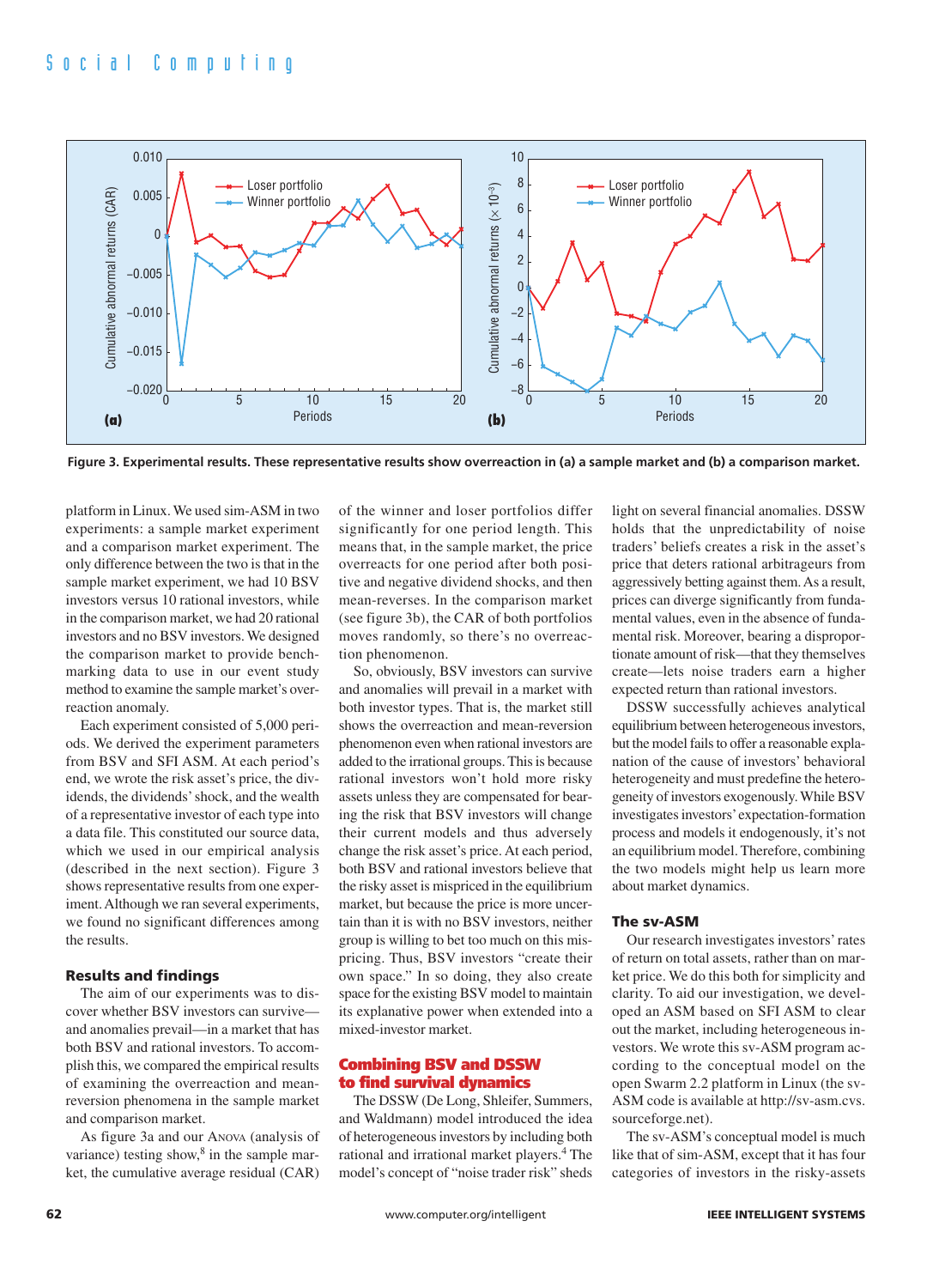Figure 3. Experimental results. These representative results show overreaction in (a) a sample market and (b) a comparison market.

platform in Linux. We used sim-ASM in two experiments: a sample market experiment and a comparison market experiment. The only difference between the two is that in the sample market experiment, we had 10 BSV investors versus 10 rational investors, while in the comparison market, we had 20 rational investors and no BSV investors. We designed the comparison market to provide benchmarking data to use in our event study method to examine the sample market's overreaction anomaly.

Each experiment consisted of 5,000 periods. We derived the experiment parameters from BSV and SFI ASM. At each period's end, we wrote the risk asset's price, the dividends, the dividends' shock, and the wealth of a representative investor of each type into a data file. This constituted our source data, which we used in our empirical analysis (described in the next section). Figure 3 shows representative results from one experiment. Although we ran several experiments, we found no significant differences among the results.

## Results and findings

The aim of our experiments was to discover whether BSV investors can survive—and anomalies prevail—in a market that has both BSV and rational investors. To accomplish this, we compared the empirical results of examining the overreaction and mean-reversion phenomena in the sample market and comparison market.

As figure 3a and our ANOVA (analysis of variance) testing show,[8] in the sample market, the cumulative average residual (CAR) of the winner and loser portfolios differ significantly for one period length. This means that, in the sample market, the price overreacts for one period after both positive and negative dividend shocks, and then mean-reverses. In the comparison market (see figure 3b), the CAR of both portfolios moves randomly, so there's no overreaction phenomenon.

So, obviously, BSV investors can survive and anomalies will prevail in a market with both investor types. That is, the market still shows the overreaction and mean-reversion phenomenon even when rational investors are added to the irrational groups. This is because rational investors won't hold more risky assets unless they are compensated for bearing the risk that BSV investors will change their current models and thus adversely change the risk asset's price. At each period, both BSV and rational investors believe that the risky asset is mispriced in the equilibrium market, but because the price is more uncertain than it is with no BSV investors, neither group is willing to bet too much on this mispricing. Thus, BSV investors "create their own space." In so doing, they also create space for the existing BSV model to maintain its explanative power when extended into a mixed-investor market.

## Combining BSV and DSSW to find survival dynamics

The DSSW (De Long, Shleifer, Summers, and Waldmann) model introduced the idea of heterogeneous investors by including both rational and irrational market players.[4] The model's concept of "noise trader risk" sheds light on several financial anomalies. DSSW holds that the unpredictability of noise traders' beliefs creates a risk in the asset's price that deters rational arbitrageurs from aggressively betting against them. As a result, prices can diverge significantly from fundamental values, even in the absence of fundamental risk. Moreover, bearing a disproportionate amount of risk—that they themselves create—lets noise traders earn a higher expected return than rational investors.

DSSW successfully achieves analytical equilibrium between heterogeneous investors, but the model fails to offer a reasonable explanation of the cause of investors' behavioral heterogeneity and must predefine the heterogeneity of investors exogenously. While BSV investigates investors' expectation-formation process and models it endogenously, it's not an equilibrium model. Therefore, combining the two models might help us learn more about market dynamics.

### The sv-ASM

Our research investigates investors' rates of return on total assets, rather than on market price. We do this both for simplicity and clarity. To aid our investigation, we developed an ASM based on SFI ASM to clear out the market, including heterogeneous investors. We wrote this sv-ASM program according to the conceptual model on the open Swarm 2.2 platform in Linux (the sv-ASM code is available at http://sv-asm.cvs.sourceforge.net).

The sv-ASM's conceptual model is much like that of sim-ASM, except that it has four categories of investors in the risky-assets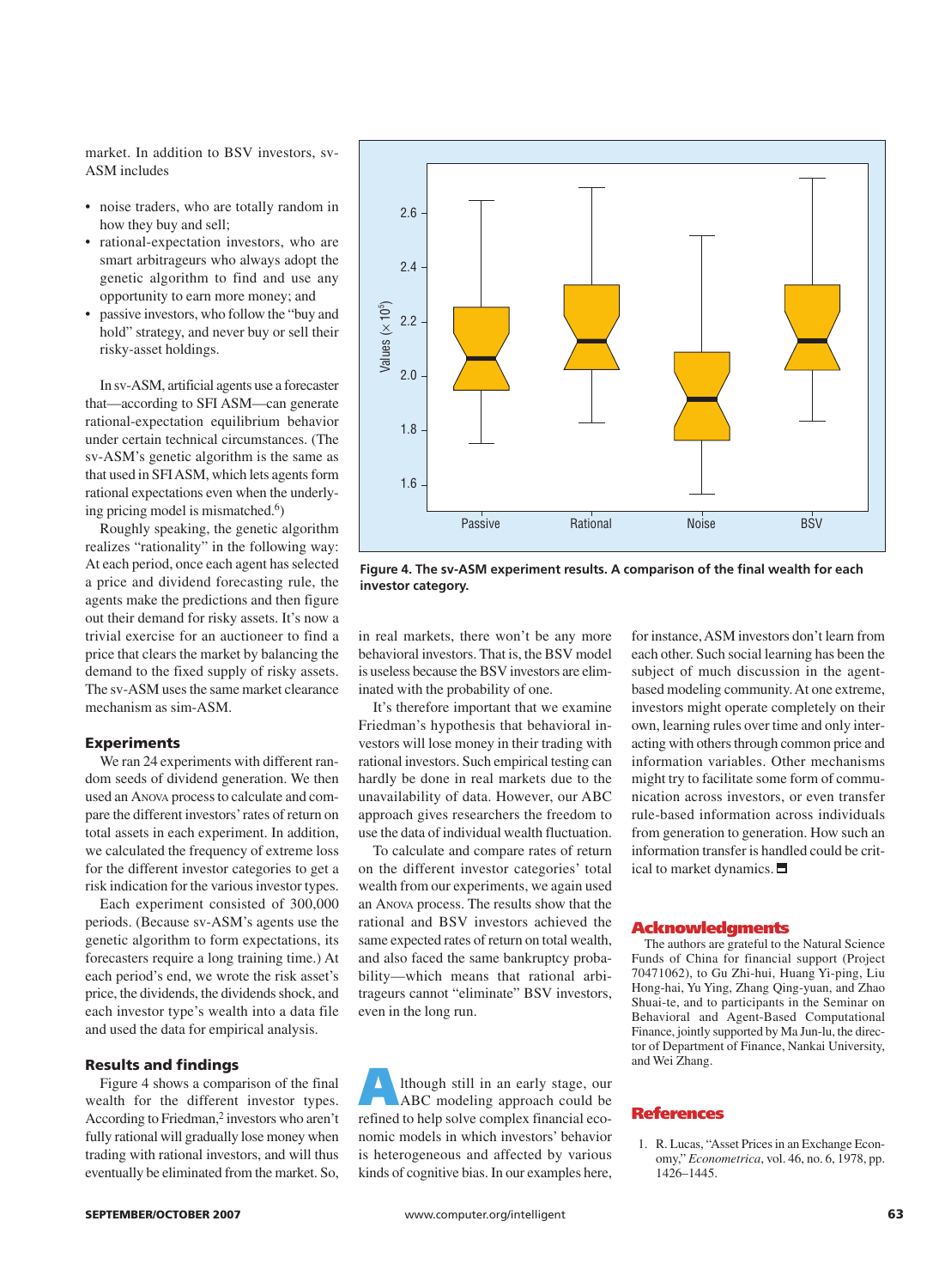market. In addition to BSV investors, sv-ASM includes

- noise traders, who are totally random in how they buy and sell;
- rational-expectation investors, who are smart arbitrageurs who always adopt the genetic algorithm to find and use any opportunity to earn more money; and
- passive investors, who follow the "buy and hold" strategy, and never buy or sell their risky-asset holdings.

In sv-ASM, artificial agents use a forecaster that—according to SFI ASM—can generate rational-expectation equilibrium behavior under certain technical circumstances. (The sv-ASM's genetic algorithm is the same as that used in SFI ASM, which lets agents form rational expectations even when the underlying pricing model is mismatched.[6])

Roughly speaking, the genetic algorithm realizes "rationality" in the following way: At each period, once each agent has selected a price and dividend forecasting rule, the agents make the predictions and then figure out their demand for risky assets. It's now a trivial exercise for an auctioneer to find a price that clears the market by balancing the demand to the fixed supply of risky assets. The sv-ASM uses the same market clearance mechanism as sim-ASM.

### Experiments

We ran 24 experiments with different random seeds of dividend generation. We then used an ANOVA process to calculate and compare the different investors' rates of return on total assets in each experiment. In addition, we calculated the frequency of extreme loss for the different investor categories to get a risk indication for the various investor types.

Each experiment consisted of 300,000 periods. (Because sv-ASM's agents use the genetic algorithm to form expectations, its forecasters require a long training time.) At each period's end, we wrote the risk asset's price, the dividends, the dividends shock, and each investor type's wealth into a data file and used the data for empirical analysis.

### Results and findings

Figure 4 shows a comparison of the final wealth for the different investor types. According to Friedman,[2] investors who aren't fully rational will gradually lose money when trading with rational investors, and will thus eventually be eliminated from the market. So, in real markets, there won't be any more behavioral investors. That is, the BSV model is useless because the BSV investors are eliminated with the probability of one.

It's therefore important that we examine Friedman's hypothesis that behavioral investors will lose money in their trading with rational investors. Such empirical testing can hardly be done in real markets due to the unavailability of data. However, our ABC approach gives researchers the freedom to use the data of individual wealth fluctuation.

To calculate and compare rates of return on the different investor categories' total wealth from our experiments, we again used an ANOVA process. The results show that the rational and BSV investors achieved the same expected rates of return on total wealth, and also faced the same bankruptcy probability—which means that rational arbitrageurs cannot "eliminate" BSV investors, even in the long run.

**Figure 4. The sv-ASM experiment results. A comparison of the final wealth for each investor category.**

Although still in an early stage, our ABC modeling approach could be refined to help solve complex financial economic models in which investors' behavior is heterogeneous and affected by various kinds of cognitive bias. In our examples here, for instance, ASM investors don't learn from each other. Such social learning has been the subject of much discussion in the agent-based modeling community. At one extreme, investors might operate completely on their own, learning rules over time and only interacting with others through common price and information variables. Other mechanisms might try to facilitate some form of communication across investors, or even transfer rule-based information across individuals from generation to generation. How such an information transfer is handled could be critical to market dynamics.

## Acknowledgments

The authors are grateful to the Natural Science Funds of China for financial support (Project 70471062), to Gu Zhi-hui, Huang Yi-ping, Liu Hong-hai, Yu Ying, Zhang Qing-yuan, and Zhao Shuai-te, and to participants in the Seminar on Behavioral and Agent-Based Computational Finance, jointly supported by Ma Jun-lu, the director of Department of Finance, Nankai University, and Wei Zhang.

## References

1. R. Lucas, "Asset Prices in an Exchange Economy," *Econometrica*, vol. 46, no. 6, 1978, pp. 1426–1445.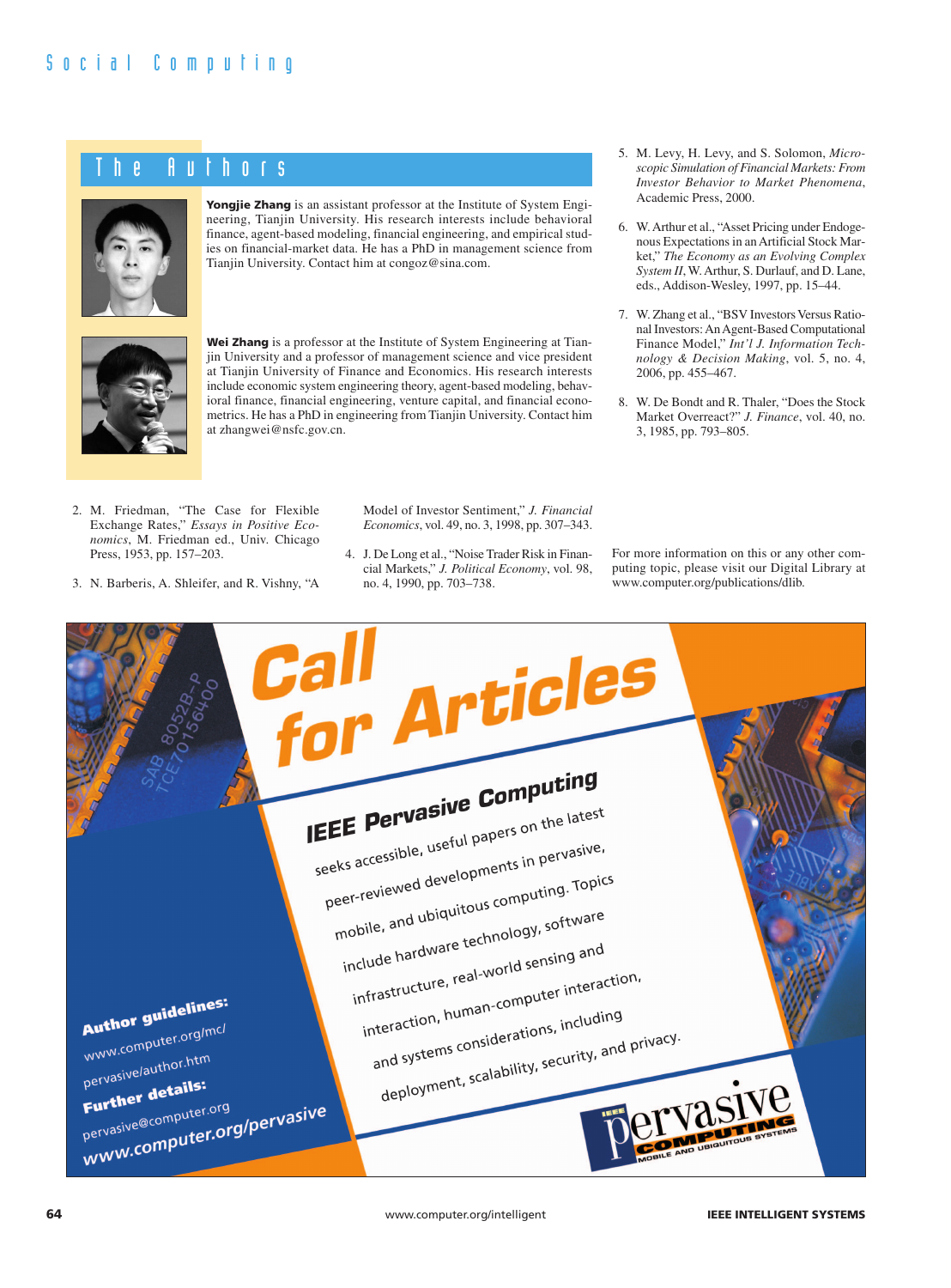## The Authors

**Yongjie Zhang** is an assistant professor at the Institute of System Engineering, Tianjin University. His research interests include behavioral finance, agent-based modeling, financial engineering, and empirical studies on financial-market data. He has a PhD in management science from Tianjin University. Contact him at congoz@sina.com.

**Wei Zhang** is a professor at the Institute of System Engineering at Tianjin University and a professor of management science and vice president at Tianjin University of Finance and Economics. His research interests include economic system engineering theory, agent-based modeling, behavioral finance, financial engineering, venture capital, and financial econometrics. He has a PhD in engineering from Tianjin University. Contact him at zhangwei@nsfc.gov.cn.

2. M. Friedman, "The Case for Flexible Exchange Rates," *Essays in Positive Economics*, M. Friedman ed., Univ. Chicago Press, 1953, pp. 157–203.
3. N. Barberis, A. Shleifer, and R. Vishny, "A Model of Investor Sentiment," *J. Financial Economics*, vol. 49, no. 3, 1998, pp. 307–343.
4. J. De Long et al., "Noise Trader Risk in Financial Markets," *J. Political Economy*, vol. 98, no. 4, 1990, pp. 703–738.
5. M. Levy, H. Levy, and S. Solomon, *Microscopic Simulation of Financial Markets: From Investor Behavior to Market Phenomena*, Academic Press, 2000.
6. W. Arthur et al., "Asset Pricing under Endogenous Expectations in an Artificial Stock Market," *The Economy as an Evolving Complex System II*, W. Arthur, S. Durlauf, and D. Lane, eds., Addison-Wesley, 1997, pp. 15–44.
7. W. Zhang et al., "BSV Investors Versus Rational Investors: An Agent-Based Computational Finance Model," *Int'l J. Information Technology & Decision Making*, vol. 5, no. 4, 2006, pp. 455–467.
8. W. De Bondt and R. Thaler, "Does the Stock Market Overreact?" *J. Finance*, vol. 40, no. 3, 1985, pp. 793–805.

For more information on this or any other computing topic, please visit our Digital Library at www.computer.org/publications/dlib.

---

# Call for Articles

**IEEE Pervasive Computing** seeks accessible, useful papers on the latest peer-reviewed developments in pervasive, mobile, and ubiquitous computing. Topics include hardware technology, software infrastructure, real-world sensing and interaction, human-computer interaction, and systems considerations, including deployment, scalability, security, and privacy.

**Author guidelines:**
www.computer.org/mc/pervasive/author.htm

**Further details:**
pervasive@computer.org

**www.computer.org/pervasive**

IEEE pervasive COMPUTING — MOBILE AND UBIQUITOUS SYSTEMS